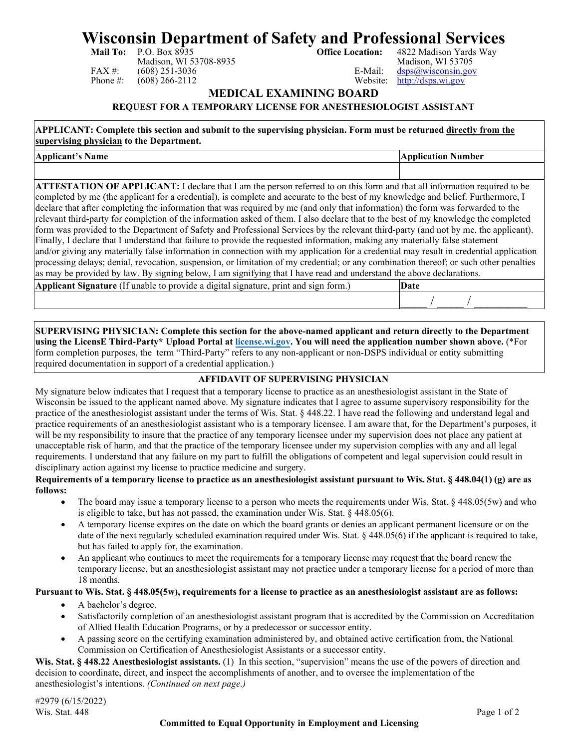# Wisconsin Department of Safety and Professional Services

**Mail To:** P.O. Box 8935
Madison, WI 53708-8935
FAX #: (608) 251-3036
Phone #: (608) 266-2112

**Office Location:** 4822 Madison Yards Way
Madison, WI 53705
E-Mail: dsps@wisconsin.gov
Website: http://dsps.wi.gov

## MEDICAL EXAMINING BOARD

### REQUEST FOR A TEMPORARY LICENSE FOR ANESTHESIOLOGIST ASSISTANT

**APPLICANT: Complete this section and submit to the supervising physician. Form must be returned directly from the supervising physician to the Department.**

| Applicant's Name | Application Number |
|---|---|
| | |

**ATTESTATION OF APPLICANT:** I declare that I am the person referred to on this form and that all information required to be completed by me (the applicant for a credential), is complete and accurate to the best of my knowledge and belief. Furthermore, I declare that after completing the information that was required by me (and only that information) the form was forwarded to the relevant third-party for completion of the information asked of them. I also declare that to the best of my knowledge the completed form was provided to the Department of Safety and Professional Services by the relevant third-party (and not by me, the applicant). Finally, I declare that I understand that failure to provide the requested information, making any materially false statement and/or giving any materially false information in connection with my application for a credential may result in credential application processing delays; denial, revocation, suspension, or limitation of my credential; or any combination thereof; or such other penalties as may be provided by law. By signing below, I am signifying that I have read and understand the above declarations.

| **Applicant Signature** (If unable to provide a digital signature, print and sign form.) | **Date** |
|---|---|
| | _____ / _____ / __________ |

**SUPERVISING PHYSICIAN: Complete this section for the above-named applicant and return directly to the Department using the LicensE Third-Party\* Upload Portal at license.wi.gov. You will need the application number shown above.** (\*For form completion purposes, the term "Third-Party" refers to any non-applicant or non-DSPS individual or entity submitting required documentation in support of a credential application.)

### AFFIDAVIT OF SUPERVISING PHYSICIAN

My signature below indicates that I request that a temporary license to practice as an anesthesiologist assistant in the State of Wisconsin be issued to the applicant named above. My signature indicates that I agree to assume supervisory responsibility for the practice of the anesthesiologist assistant under the terms of Wis. Stat. § 448.22. I have read the following and understand legal and practice requirements of an anesthesiologist assistant who is a temporary licensee. I am aware that, for the Department's purposes, it will be my responsibility to insure that the practice of any temporary licensee under my supervision does not place any patient at unacceptable risk of harm, and that the practice of the temporary licensee under my supervision complies with any and all legal requirements. I understand that any failure on my part to fulfill the obligations of competent and legal supervision could result in disciplinary action against my license to practice medicine and surgery.

**Requirements of a temporary license to practice as an anesthesiologist assistant pursuant to Wis. Stat. § 448.04(1) (g) are as follows:**

- The board may issue a temporary license to a person who meets the requirements under Wis. Stat. § 448.05(5w) and who is eligible to take, but has not passed, the examination under Wis. Stat. § 448.05(6).
- A temporary license expires on the date on which the board grants or denies an applicant permanent licensure or on the date of the next regularly scheduled examination required under Wis. Stat. § 448.05(6) if the applicant is required to take, but has failed to apply for, the examination.
- An applicant who continues to meet the requirements for a temporary license may request that the board renew the temporary license, but an anesthesiologist assistant may not practice under a temporary license for a period of more than 18 months.

**Pursuant to Wis. Stat. § 448.05(5w), requirements for a license to practice as an anesthesiologist assistant are as follows:**

- A bachelor's degree.
- Satisfactorily completion of an anesthesiologist assistant program that is accredited by the Commission on Accreditation of Allied Health Education Programs, or by a predecessor or successor entity.
- A passing score on the certifying examination administered by, and obtained active certification from, the National Commission on Certification of Anesthesiologist Assistants or a successor entity.

**Wis. Stat. § 448.22 Anesthesiologist assistants.** (1) In this section, "supervision" means the use of the powers of direction and decision to coordinate, direct, and inspect the accomplishments of another, and to oversee the implementation of the anesthesiologist's intentions. *(Continued on next page.)*

#2979 (6/15/2022)
Wis. Stat. 448

**Committed to Equal Opportunity in Employment and Licensing**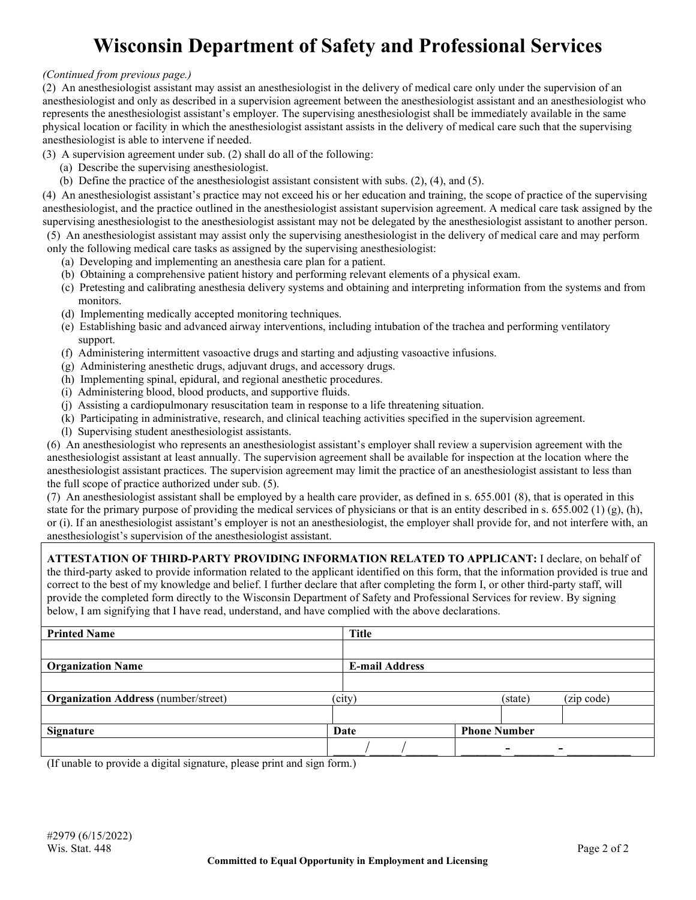# Wisconsin Department of Safety and Professional Services

*(Continued from previous page.)*

(2) An anesthesiologist assistant may assist an anesthesiologist in the delivery of medical care only under the supervision of an anesthesiologist and only as described in a supervision agreement between the anesthesiologist assistant and an anesthesiologist who represents the anesthesiologist assistant's employer. The supervising anesthesiologist shall be immediately available in the same physical location or facility in which the anesthesiologist assistant assists in the delivery of medical care such that the supervising anesthesiologist is able to intervene if needed.

(3) A supervision agreement under sub. (2) shall do all of the following:

- (a) Describe the supervising anesthesiologist.
- (b) Define the practice of the anesthesiologist assistant consistent with subs. (2), (4), and (5).

(4) An anesthesiologist assistant's practice may not exceed his or her education and training, the scope of practice of the supervising anesthesiologist, and the practice outlined in the anesthesiologist assistant supervision agreement. A medical care task assigned by the supervising anesthesiologist to the anesthesiologist assistant may not be delegated by the anesthesiologist assistant to another person.

(5) An anesthesiologist assistant may assist only the supervising anesthesiologist in the delivery of medical care and may perform only the following medical care tasks as assigned by the supervising anesthesiologist:

- (a) Developing and implementing an anesthesia care plan for a patient.
- (b) Obtaining a comprehensive patient history and performing relevant elements of a physical exam.
- (c) Pretesting and calibrating anesthesia delivery systems and obtaining and interpreting information from the systems and from monitors.
- (d) Implementing medically accepted monitoring techniques.
- (e) Establishing basic and advanced airway interventions, including intubation of the trachea and performing ventilatory support.
- (f) Administering intermittent vasoactive drugs and starting and adjusting vasoactive infusions.
- (g) Administering anesthetic drugs, adjuvant drugs, and accessory drugs.
- (h) Implementing spinal, epidural, and regional anesthetic procedures.
- (i) Administering blood, blood products, and supportive fluids.
- (j) Assisting a cardiopulmonary resuscitation team in response to a life threatening situation.
- (k) Participating in administrative, research, and clinical teaching activities specified in the supervision agreement.
- (l) Supervising student anesthesiologist assistants.

(6) An anesthesiologist who represents an anesthesiologist assistant's employer shall review a supervision agreement with the anesthesiologist assistant at least annually. The supervision agreement shall be available for inspection at the location where the anesthesiologist assistant practices. The supervision agreement may limit the practice of an anesthesiologist assistant to less than the full scope of practice authorized under sub. (5).

(7) An anesthesiologist assistant shall be employed by a health care provider, as defined in s. 655.001 (8), that is operated in this state for the primary purpose of providing the medical services of physicians or that is an entity described in s. 655.002 (1) (g), (h), or (i). If an anesthesiologist assistant's employer is not an anesthesiologist, the employer shall provide for, and not interfere with, an anesthesiologist's supervision of the anesthesiologist assistant.

**ATTESTATION OF THIRD-PARTY PROVIDING INFORMATION RELATED TO APPLICANT:** I declare, on behalf of the third-party asked to provide information related to the applicant identified on this form, that the information provided is true and correct to the best of my knowledge and belief. I further declare that after completing the form I, or other third-party staff, will provide the completed form directly to the Wisconsin Department of Safety and Professional Services for review. By signing below, I am signifying that I have read, understand, and have complied with the above declarations.

| **Printed Name** | **Title** | | |
|---|---|---|---|
| | | | |
| **Organization Name** | **E-mail Address** | | |
| | | | |
| **Organization Address** (number/street) | (city) | (state) | (zip code) |
| | | | |
| **Signature** | **Date** | **Phone Number** | |
| | \_\_\_\_\_/\_\_\_\_\_/\_\_\_\_\_ | \_\_\_\_\_\_ - \_\_\_\_\_\_ - \_\_\_\_\_\_\_\_ | |

(If unable to provide a digital signature, please print and sign form.)

#2979 (6/15/2022)
Wis. Stat. 448

**Committed to Equal Opportunity in Employment and Licensing**